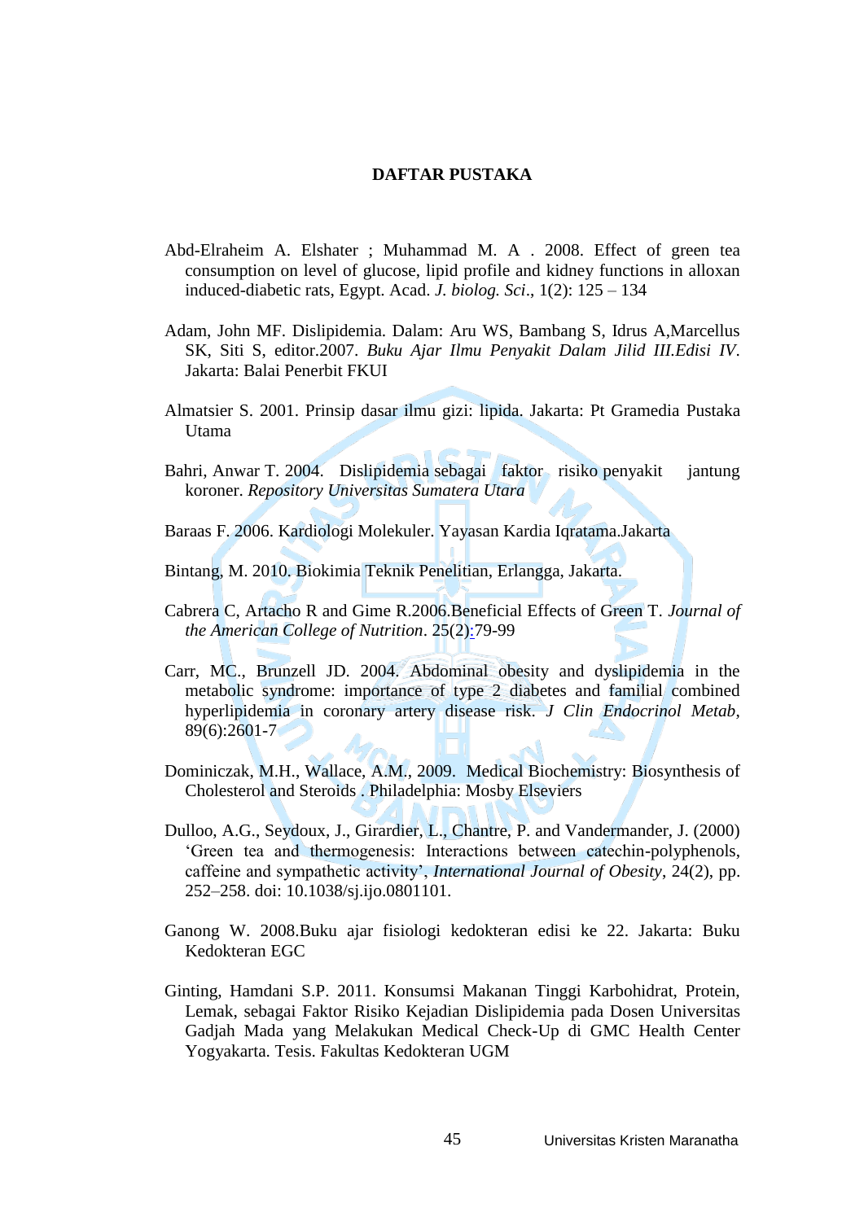# DAFTAR PUSTAKA

Abd-Elraheim A. Elshater ; Muhammad M. A . 2008. Effect of green tea consumption on level of glucose, lipid profile and kidney functions in alloxan induced-diabetic rats, Egypt. Acad. *J. biolog. Sci*., 1(2): 125 – 134

Adam, John MF. Dislipidemia. Dalam: Aru WS, Bambang S, Idrus A,Marcellus SK, Siti S, editor.2007. *Buku Ajar Ilmu Penyakit Dalam Jilid III.Edisi IV*. Jakarta: Balai Penerbit FKUI

Almatsier S. 2001. Prinsip dasar ilmu gizi: lipida. Jakarta: Pt Gramedia Pustaka Utama

Bahri, Anwar T. 2004. Dislipidemia sebagai faktor risiko penyakit jantung koroner. *Repository Universitas Sumatera Utara*

Baraas F. 2006. Kardiologi Molekuler. Yayasan Kardia Iqratama.Jakarta

Bintang, M. 2010. Biokimia Teknik Penelitian, Erlangga, Jakarta.

Cabrera C, Artacho R and Gime R.2006.Beneficial Effects of Green T. *Journal of the American College of Nutrition*. 25(2):79-99

Carr, MC., Brunzell JD. 2004. Abdominal obesity and dyslipidemia in the metabolic syndrome: importance of type 2 diabetes and familial combined hyperlipidemia in coronary artery disease risk. *J Clin Endocrinol Metab*, 89(6):2601-7

Dominiczak, M.H., Wallace, A.M., 2009. Medical Biochemistry: Biosynthesis of Cholesterol and Steroids . Philadelphia: Mosby Elseviers

Dulloo, A.G., Seydoux, J., Girardier, L., Chantre, P. and Vandermander, J. (2000) 'Green tea and thermogenesis: Interactions between catechin-polyphenols, caffeine and sympathetic activity', *International Journal of Obesity*, 24(2), pp. 252–258. doi: 10.1038/sj.ijo.0801101.

Ganong W. 2008.Buku ajar fisiologi kedokteran edisi ke 22. Jakarta: Buku Kedokteran EGC

Ginting, Hamdani S.P. 2011. Konsumsi Makanan Tinggi Karbohidrat, Protein, Lemak, sebagai Faktor Risiko Kejadian Dislipidemia pada Dosen Universitas Gadjah Mada yang Melakukan Medical Check-Up di GMC Health Center Yogyakarta. Tesis. Fakultas Kedokteran UGM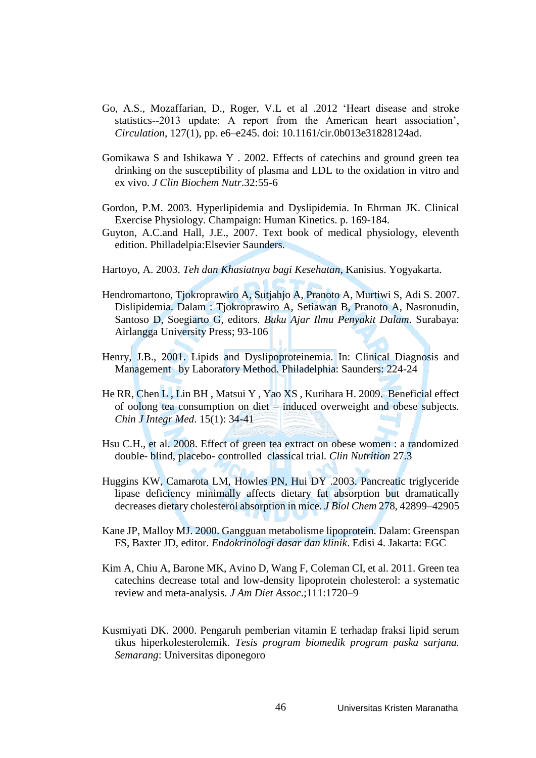Go, A.S., Mozaffarian, D., Roger, V.L et al .2012 'Heart disease and stroke statistics--2013 update: A report from the American heart association', *Circulation*, 127(1), pp. e6–e245. doi: 10.1161/cir.0b013e31828124ad.

Gomikawa S and Ishikawa Y . 2002. Effects of catechins and ground green tea drinking on the susceptibility of plasma and LDL to the oxidation in vitro and ex vivo. *J Clin Biochem Nutr*.32:55-6

Gordon, P.M. 2003. Hyperlipidemia and Dyslipidemia. In Ehrman JK. Clinical Exercise Physiology. Champaign: Human Kinetics. p. 169-184.

Guyton, A.C.and Hall, J.E., 2007. Text book of medical physiology, eleventh edition. Philladelpia:Elsevier Saunders.

Hartoyo, A. 2003. *Teh dan Khasiatnya bagi Kesehatan*, Kanisius. Yogyakarta.

Hendromartono, Tjokroprawiro A, Sutjahjo A, Pranoto A, Murtiwi S, Adi S. 2007. Dislipidemia. Dalam : Tjokroprawiro A, Setiawan B, Pranoto A, Nasronudin, Santoso D, Soegiarto G, editors. *Buku Ajar Ilmu Penyakit Dalam*. Surabaya: Airlangga University Press; 93-106

Henry, J.B., 2001. Lipids and Dyslipoproteinemia. In: Clinical Diagnosis and Management by Laboratory Method. Philadelphia: Saunders: 224-24

He RR, Chen L , Lin BH , Matsui Y , Yao XS , Kurihara H. 2009. Beneficial effect of oolong tea consumption on diet – induced overweight and obese subjects. *Chin J Integr Med*. 15(1): 34-41

Hsu C.H., et al. 2008. Effect of green tea extract on obese women : a randomized double- blind, placebo- controlled classical trial. *Clin Nutrition* 27.3

Huggins KW, Camarota LM, Howles PN, Hui DY .2003. Pancreatic triglyceride lipase deficiency minimally affects dietary fat absorption but dramatically decreases dietary cholesterol absorption in mice. *J Biol Chem* 278, 42899–42905

Kane JP, Malloy MJ. 2000. Gangguan metabolisme lipoprotein. Dalam: Greenspan FS, Baxter JD, editor. *Endokrinologi dasar dan klinik*. Edisi 4. Jakarta: EGC

Kim A, Chiu A, Barone MK, Avino D, Wang F, Coleman CI, et al. 2011. Green tea catechins decrease total and low-density lipoprotein cholesterol: a systematic review and meta-analysis. *J Am Diet Assoc*.;111:1720–9

Kusmiyati DK. 2000. Pengaruh pemberian vitamin E terhadap fraksi lipid serum tikus hiperkolesterolemik. *Tesis program biomedik program paska sarjana. Semarang*: Universitas diponegoro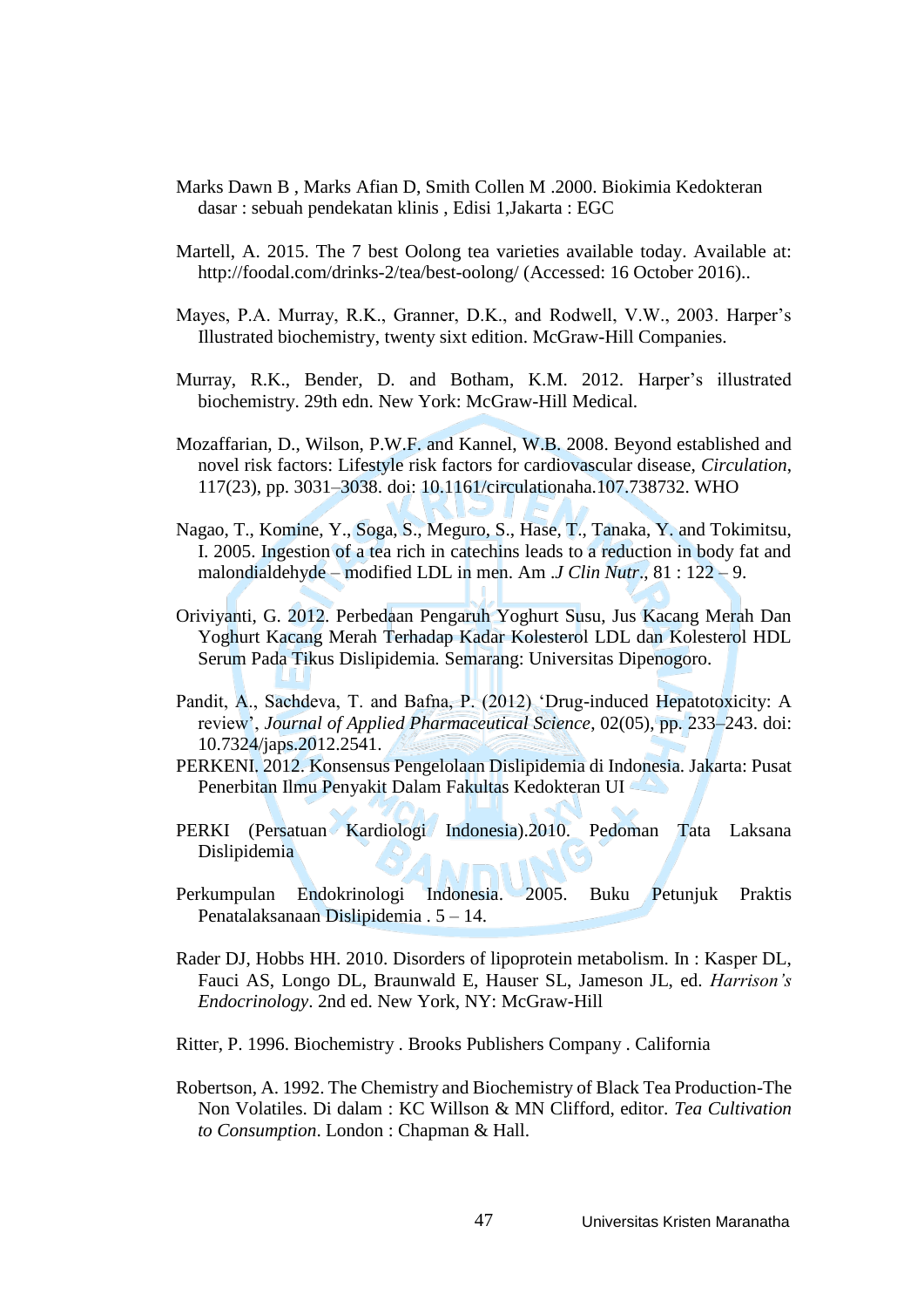Marks Dawn B , Marks Afian D, Smith Collen M .2000. Biokimia Kedokteran dasar : sebuah pendekatan klinis , Edisi 1,Jakarta : EGC

Martell, A. 2015. The 7 best Oolong tea varieties available today. Available at: http://foodal.com/drinks-2/tea/best-oolong/ (Accessed: 16 October 2016)..

Mayes, P.A. Murray, R.K., Granner, D.K., and Rodwell, V.W., 2003. Harper's Illustrated biochemistry, twenty sixt edition. McGraw-Hill Companies.

Murray, R.K., Bender, D. and Botham, K.M. 2012. Harper's illustrated biochemistry. 29th edn. New York: McGraw-Hill Medical.

Mozaffarian, D., Wilson, P.W.F. and Kannel, W.B. 2008. Beyond established and novel risk factors: Lifestyle risk factors for cardiovascular disease, *Circulation*, 117(23), pp. 3031–3038. doi: 10.1161/circulationaha.107.738732. WHO

Nagao, T., Komine, Y., Soga, S., Meguro, S., Hase, T., Tanaka, Y. and Tokimitsu, I. 2005. Ingestion of a tea rich in catechins leads to a reduction in body fat and malondialdehyde – modified LDL in men. Am *.J Clin Nutr*., 81 : 122 – 9.

Oriviyanti, G. 2012. Perbedaan Pengaruh Yoghurt Susu, Jus Kacang Merah Dan Yoghurt Kacang Merah Terhadap Kadar Kolesterol LDL dan Kolesterol HDL Serum Pada Tikus Dislipidemia. Semarang: Universitas Dipenogoro.

Pandit, A., Sachdeva, T. and Bafna, P. (2012) 'Drug-induced Hepatotoxicity: A review', *Journal of Applied Pharmaceutical Science*, 02(05), pp. 233–243. doi: 10.7324/japs.2012.2541.

PERKENI. 2012. Konsensus Pengelolaan Dislipidemia di Indonesia. Jakarta: Pusat Penerbitan Ilmu Penyakit Dalam Fakultas Kedokteran UI

PERKI (Persatuan Kardiologi Indonesia).2010. Pedoman Tata Laksana Dislipidemia

Perkumpulan Endokrinologi Indonesia. 2005. Buku Petunjuk Praktis Penatalaksanaan Dislipidemia . 5 – 14.

Rader DJ, Hobbs HH. 2010. Disorders of lipoprotein metabolism. In : Kasper DL, Fauci AS, Longo DL, Braunwald E, Hauser SL, Jameson JL, ed. *Harrison's Endocrinology*. 2nd ed. New York, NY: McGraw-Hill

Ritter, P. 1996. Biochemistry . Brooks Publishers Company . California

Robertson, A. 1992. The Chemistry and Biochemistry of Black Tea Production-The Non Volatiles. Di dalam : KC Willson & MN Clifford, editor. *Tea Cultivation to Consumption*. London : Chapman & Hall.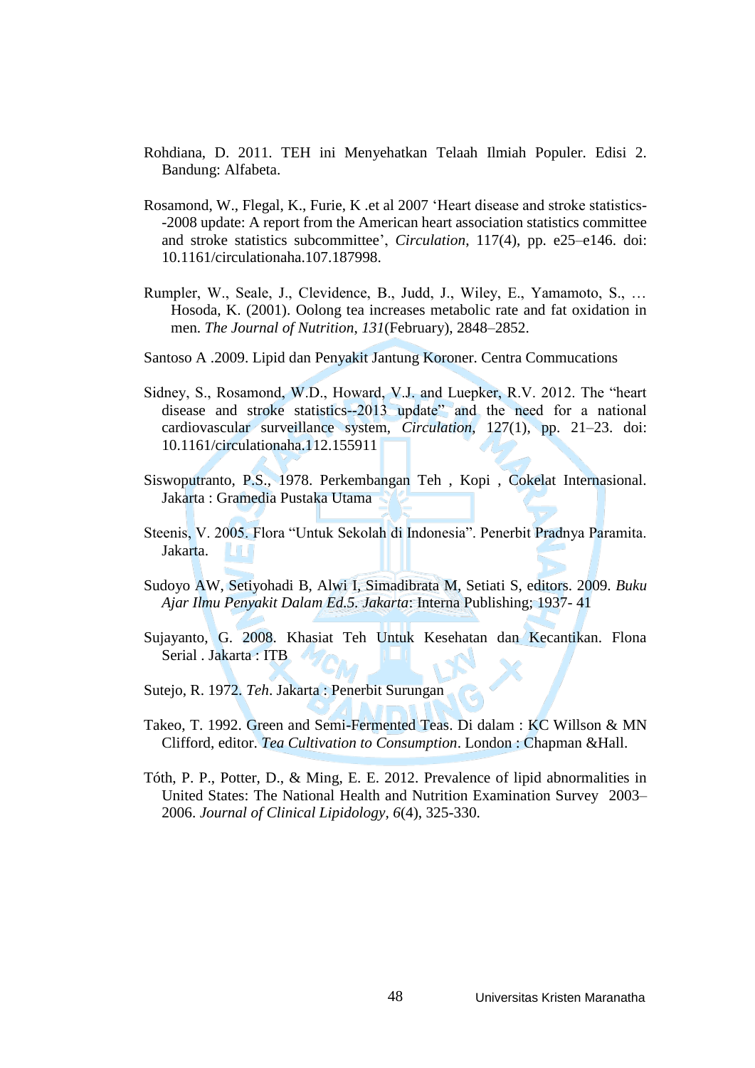Rohdiana, D. 2011. TEH ini Menyehatkan Telaah Ilmiah Populer. Edisi 2. Bandung: Alfabeta.

Rosamond, W., Flegal, K., Furie, K .et al 2007 'Heart disease and stroke statistics--2008 update: A report from the American heart association statistics committee and stroke statistics subcommittee', *Circulation*, 117(4), pp. e25–e146. doi: 10.1161/circulationaha.107.187998.

Rumpler, W., Seale, J., Clevidence, B., Judd, J., Wiley, E., Yamamoto, S., … Hosoda, K. (2001). Oolong tea increases metabolic rate and fat oxidation in men. *The Journal of Nutrition*, *131*(February), 2848–2852.

Santoso A .2009. Lipid dan Penyakit Jantung Koroner. Centra Commucations

Sidney, S., Rosamond, W.D., Howard, V.J. and Luepker, R.V. 2012. The "heart disease and stroke statistics--2013 update" and the need for a national cardiovascular surveillance system, *Circulation*, 127(1), pp. 21–23. doi: 10.1161/circulationaha.112.155911

Siswoputranto, P.S., 1978. Perkembangan Teh , Kopi , Cokelat Internasional. Jakarta : Gramedia Pustaka Utama

Steenis, V. 2005. Flora "Untuk Sekolah di Indonesia". Penerbit Pradnya Paramita. Jakarta.

Sudoyo AW, Setiyohadi B, Alwi I, Simadibrata M, Setiati S, editors. 2009. *Buku Ajar Ilmu Penyakit Dalam Ed.5. Jakarta*: Interna Publishing; 1937- 41

Sujayanto, G. 2008. Khasiat Teh Untuk Kesehatan dan Kecantikan. Flona Serial . Jakarta : ITB

Sutejo, R. 1972. *Teh*. Jakarta : Penerbit Surungan

Takeo, T. 1992. Green and Semi-Fermented Teas. Di dalam : KC Willson & MN Clifford, editor. *Tea Cultivation to Consumption*. London : Chapman &Hall.

Tóth, P. P., Potter, D., & Ming, E. E. 2012. Prevalence of lipid abnormalities in United States: The National Health and Nutrition Examination Survey 2003–2006. *Journal of Clinical Lipidology*, *6*(4), 325-330.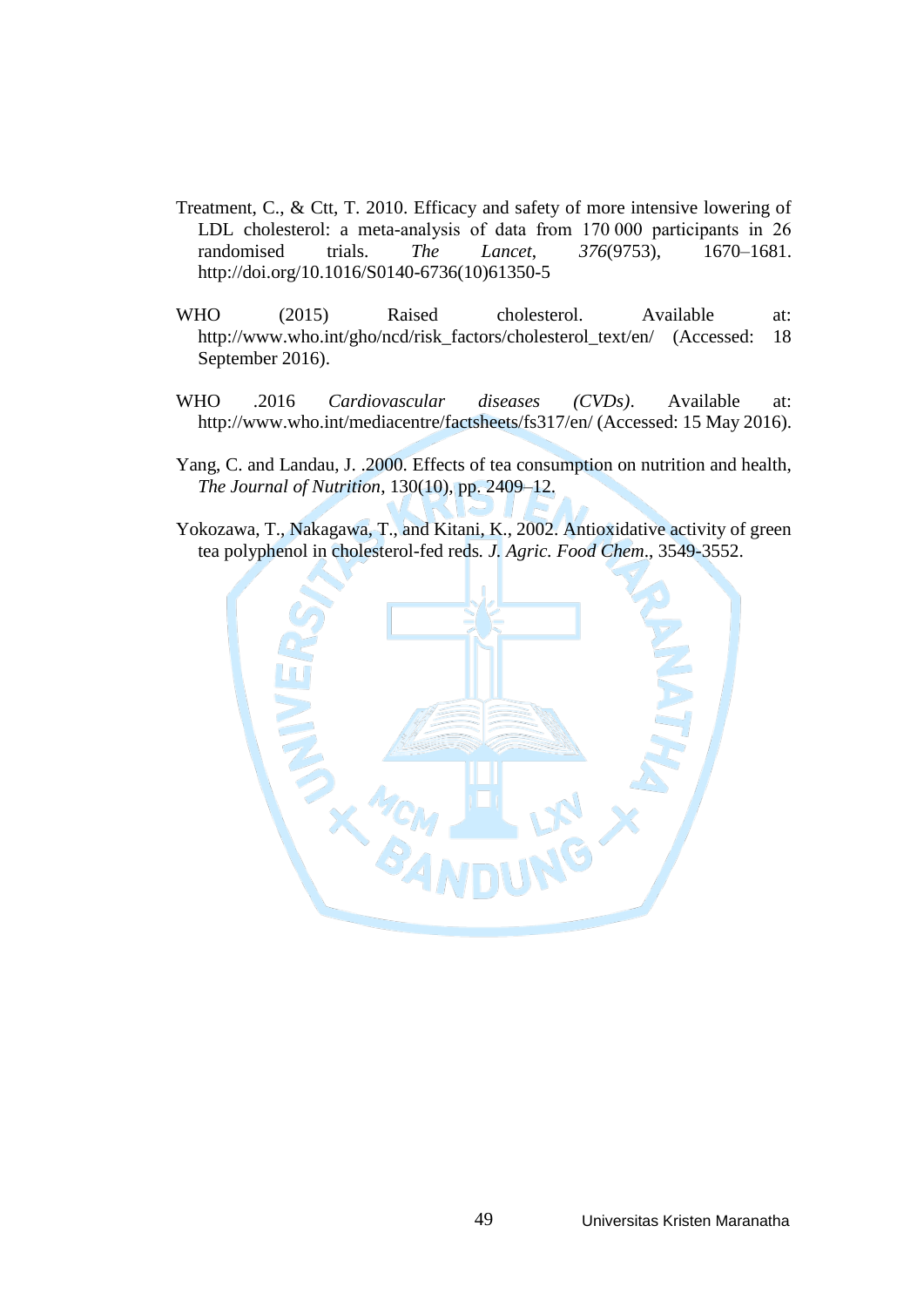Treatment, C., & Ctt, T. 2010. Efficacy and safety of more intensive lowering of LDL cholesterol: a meta-analysis of data from 170 000 participants in 26 randomised trials. *The Lancet*, *376*(9753), 1670–1681. http://doi.org/10.1016/S0140-6736(10)61350-5

WHO (2015) Raised cholesterol. Available at: http://www.who.int/gho/ncd/risk_factors/cholesterol_text/en/ (Accessed: 18 September 2016).

WHO .2016 *Cardiovascular diseases (CVDs)*. Available at: http://www.who.int/mediacentre/factsheets/fs317/en/ (Accessed: 15 May 2016).

Yang, C. and Landau, J. .2000. Effects of tea consumption on nutrition and health, *The Journal of Nutrition*, 130(10), pp. 2409–12.

Yokozawa, T., Nakagawa, T., and Kitani, K., 2002. Antioxidative activity of green tea polyphenol in cholesterol-fed reds*. J. Agric. Food Chem*., 3549-3552.